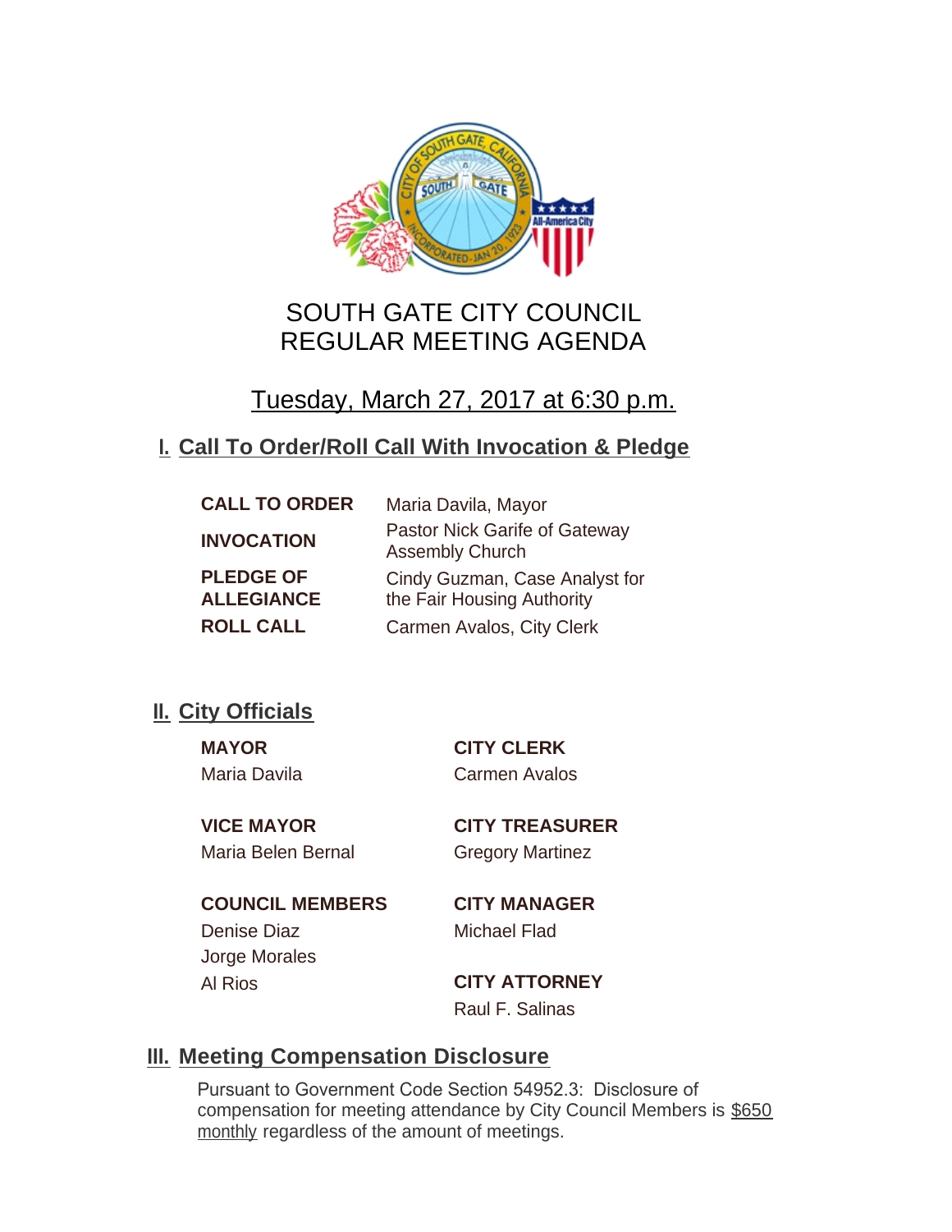# SOUTH GATE CITY COUNCIL
# REGULAR MEETING AGENDA

## Tuesday, March 27, 2017 at 6:30 p.m.

## I. Call To Order/Roll Call With Invocation & Pledge

| | |
|---|---|
| **CALL TO ORDER** | Maria Davila, Mayor |
| **INVOCATION** | Pastor Nick Garife of Gateway Assembly Church |
| **PLEDGE OF ALLEGIANCE** | Cindy Guzman, Case Analyst for the Fair Housing Authority |
| **ROLL CALL** | Carmen Avalos, City Clerk |

## II. City Officials

**MAYOR**
Maria Davila

**VICE MAYOR**
Maria Belen Bernal

**COUNCIL MEMBERS**
Denise Diaz
Jorge Morales
Al Rios

**CITY CLERK**
Carmen Avalos

**CITY TREASURER**
Gregory Martinez

**CITY MANAGER**
Michael Flad

**CITY ATTORNEY**
Raul F. Salinas

## III. Meeting Compensation Disclosure

Pursuant to Government Code Section 54952.3: Disclosure of compensation for meeting attendance by City Council Members is $650 monthly regardless of the amount of meetings.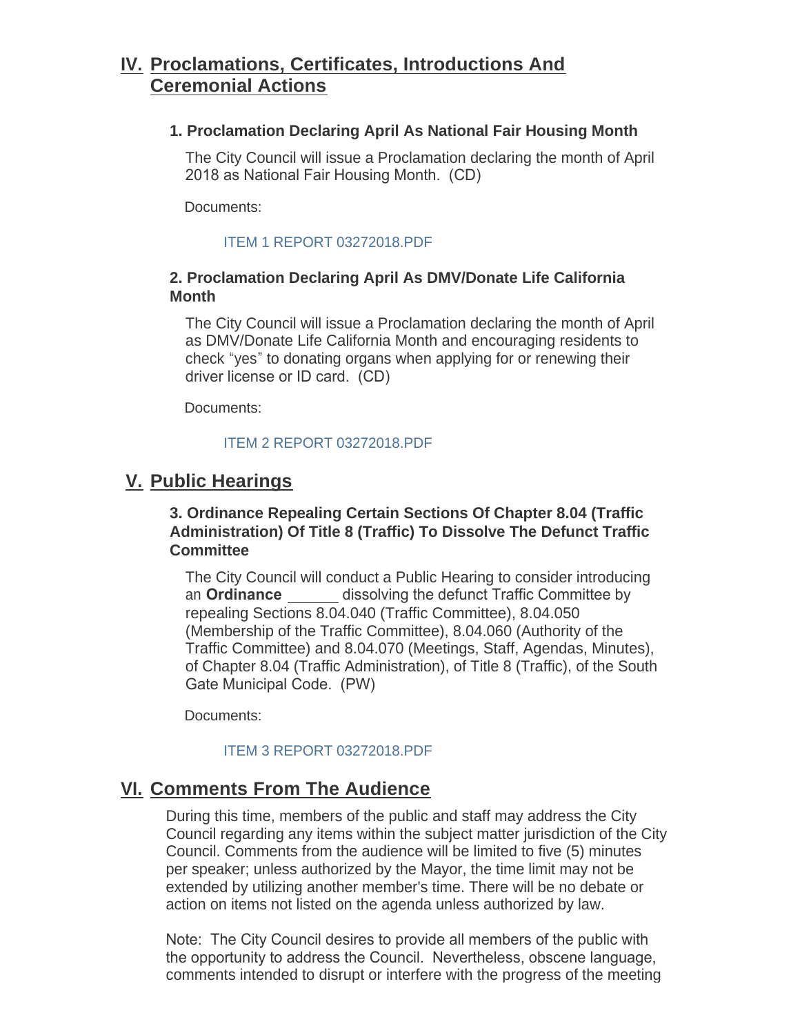## IV. Proclamations, Certificates, Introductions And Ceremonial Actions

### 1. Proclamation Declaring April As National Fair Housing Month

The City Council will issue a Proclamation declaring the month of April 2018 as National Fair Housing Month. (CD)

Documents:

ITEM 1 REPORT 03272018.PDF

### 2. Proclamation Declaring April As DMV/Donate Life California Month

The City Council will issue a Proclamation declaring the month of April as DMV/Donate Life California Month and encouraging residents to check "yes" to donating organs when applying for or renewing their driver license or ID card. (CD)

Documents:

ITEM 2 REPORT 03272018.PDF

## V. Public Hearings

### 3. Ordinance Repealing Certain Sections Of Chapter 8.04 (Traffic Administration) Of Title 8 (Traffic) To Dissolve The Defunct Traffic Committee

The City Council will conduct a Public Hearing to consider introducing an **Ordinance** ______ dissolving the defunct Traffic Committee by repealing Sections 8.04.040 (Traffic Committee), 8.04.050 (Membership of the Traffic Committee), 8.04.060 (Authority of the Traffic Committee) and 8.04.070 (Meetings, Staff, Agendas, Minutes), of Chapter 8.04 (Traffic Administration), of Title 8 (Traffic), of the South Gate Municipal Code. (PW)

Documents:

ITEM 3 REPORT 03272018.PDF

## VI. Comments From The Audience

During this time, members of the public and staff may address the City Council regarding any items within the subject matter jurisdiction of the City Council. Comments from the audience will be limited to five (5) minutes per speaker; unless authorized by the Mayor, the time limit may not be extended by utilizing another member's time. There will be no debate or action on items not listed on the agenda unless authorized by law.

Note: The City Council desires to provide all members of the public with the opportunity to address the Council. Nevertheless, obscene language, comments intended to disrupt or interfere with the progress of the meeting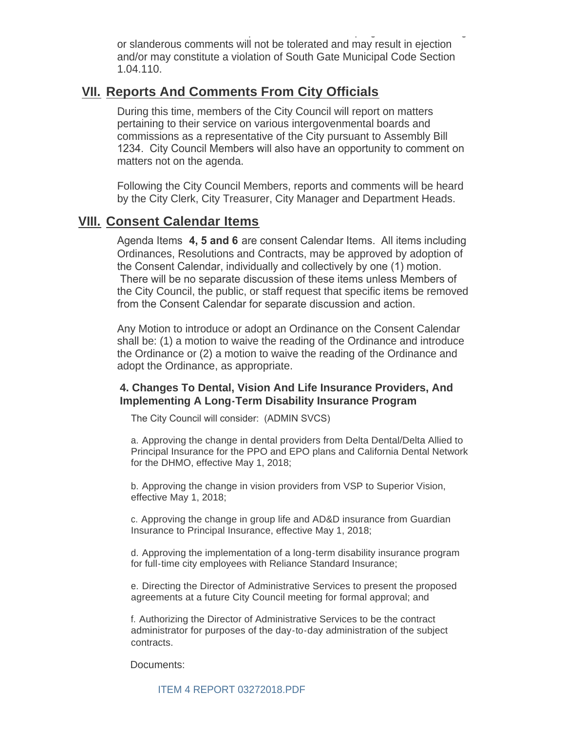or slanderous comments will not be tolerated and may result in ejection and/or may constitute a violation of South Gate Municipal Code Section 1.04.110.

## VII. Reports And Comments From City Officials

During this time, members of the City Council will report on matters pertaining to their service on various intergovenmental boards and commissions as a representative of the City pursuant to Assembly Bill 1234. City Council Members will also have an opportunity to comment on matters not on the agenda.

Following the City Council Members, reports and comments will be heard by the City Clerk, City Treasurer, City Manager and Department Heads.

## VIII. Consent Calendar Items

Agenda Items **4, 5 and 6** are consent Calendar Items. All items including Ordinances, Resolutions and Contracts, may be approved by adoption of the Consent Calendar, individually and collectively by one (1) motion. There will be no separate discussion of these items unless Members of the City Council, the public, or staff request that specific items be removed from the Consent Calendar for separate discussion and action.

Any Motion to introduce or adopt an Ordinance on the Consent Calendar shall be: (1) a motion to waive the reading of the Ordinance and introduce the Ordinance or (2) a motion to waive the reading of the Ordinance and adopt the Ordinance, as appropriate.

### 4. Changes To Dental, Vision And Life Insurance Providers, And Implementing A Long-Term Disability Insurance Program

The City Council will consider: (ADMIN SVCS)

a. Approving the change in dental providers from Delta Dental/Delta Allied to Principal Insurance for the PPO and EPO plans and California Dental Network for the DHMO, effective May 1, 2018;

b. Approving the change in vision providers from VSP to Superior Vision, effective May 1, 2018;

c. Approving the change in group life and AD&D insurance from Guardian Insurance to Principal Insurance, effective May 1, 2018;

d. Approving the implementation of a long-term disability insurance program for full-time city employees with Reliance Standard Insurance;

e. Directing the Director of Administrative Services to present the proposed agreements at a future City Council meeting for formal approval; and

f. Authorizing the Director of Administrative Services to be the contract administrator for purposes of the day-to-day administration of the subject contracts.

Documents:

ITEM 4 REPORT 03272018.PDF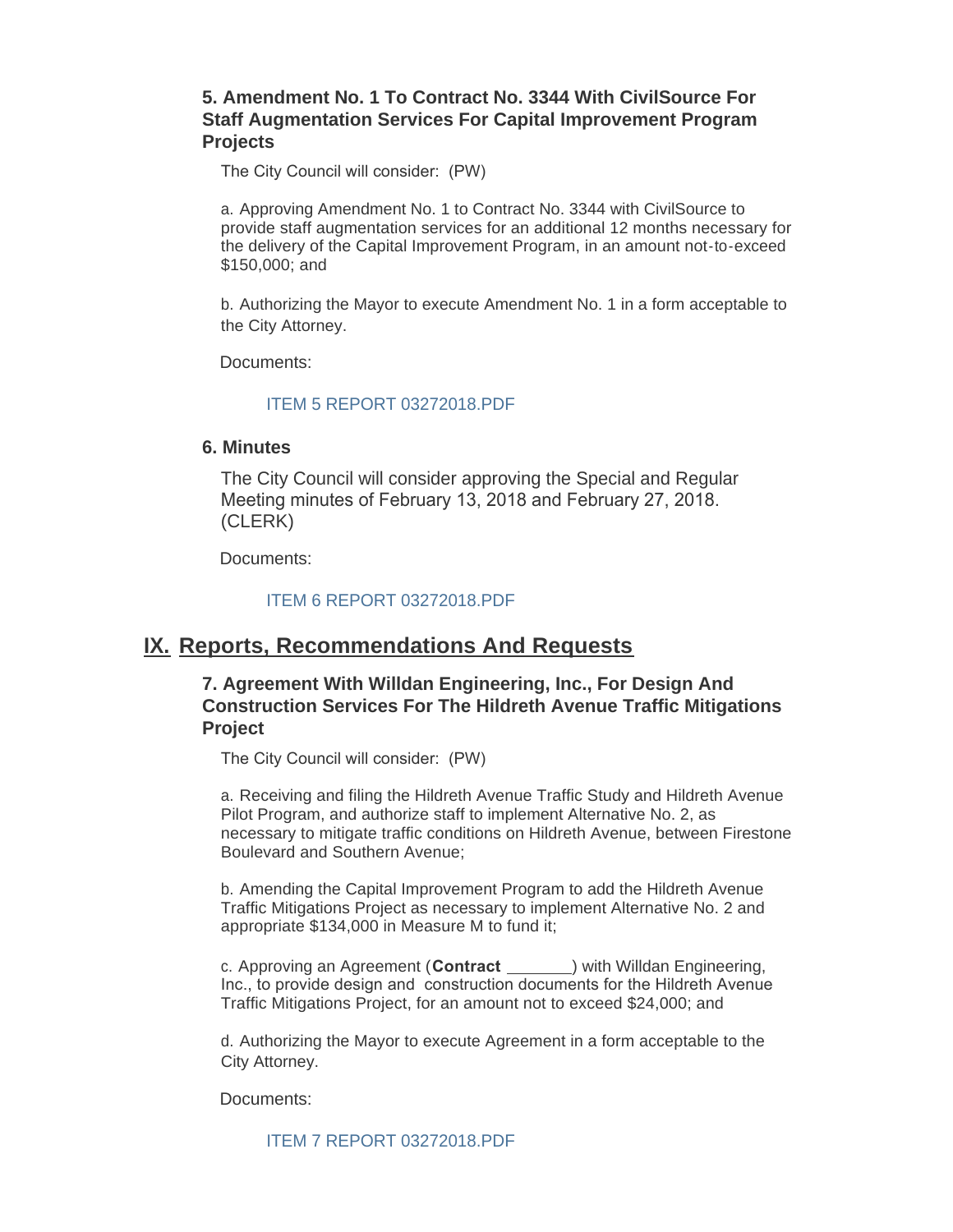### 5. Amendment No. 1 To Contract No. 3344 With CivilSource For Staff Augmentation Services For Capital Improvement Program Projects

The City Council will consider: (PW)

a. Approving Amendment No. 1 to Contract No. 3344 with CivilSource to provide staff augmentation services for an additional 12 months necessary for the delivery of the Capital Improvement Program, in an amount not-to-exceed $150,000; and

b. Authorizing the Mayor to execute Amendment No. 1 in a form acceptable to the City Attorney.

Documents:

ITEM 5 REPORT 03272018.PDF

### 6. Minutes

The City Council will consider approving the Special and Regular Meeting minutes of February 13, 2018 and February 27, 2018. (CLERK)

Documents:

ITEM 6 REPORT 03272018.PDF

## IX. Reports, Recommendations And Requests

### 7. Agreement With Willdan Engineering, Inc., For Design And Construction Services For The Hildreth Avenue Traffic Mitigations Project

The City Council will consider: (PW)

a. Receiving and filing the Hildreth Avenue Traffic Study and Hildreth Avenue Pilot Program, and authorize staff to implement Alternative No. 2, as necessary to mitigate traffic conditions on Hildreth Avenue, between Firestone Boulevard and Southern Avenue;

b. Amending the Capital Improvement Program to add the Hildreth Avenue Traffic Mitigations Project as necessary to implement Alternative No. 2 and appropriate $134,000 in Measure M to fund it;

c. Approving an Agreement (**Contract _______**) with Willdan Engineering, Inc., to provide design and construction documents for the Hildreth Avenue Traffic Mitigations Project, for an amount not to exceed $24,000; and

d. Authorizing the Mayor to execute Agreement in a form acceptable to the City Attorney.

Documents:

ITEM 7 REPORT 03272018.PDF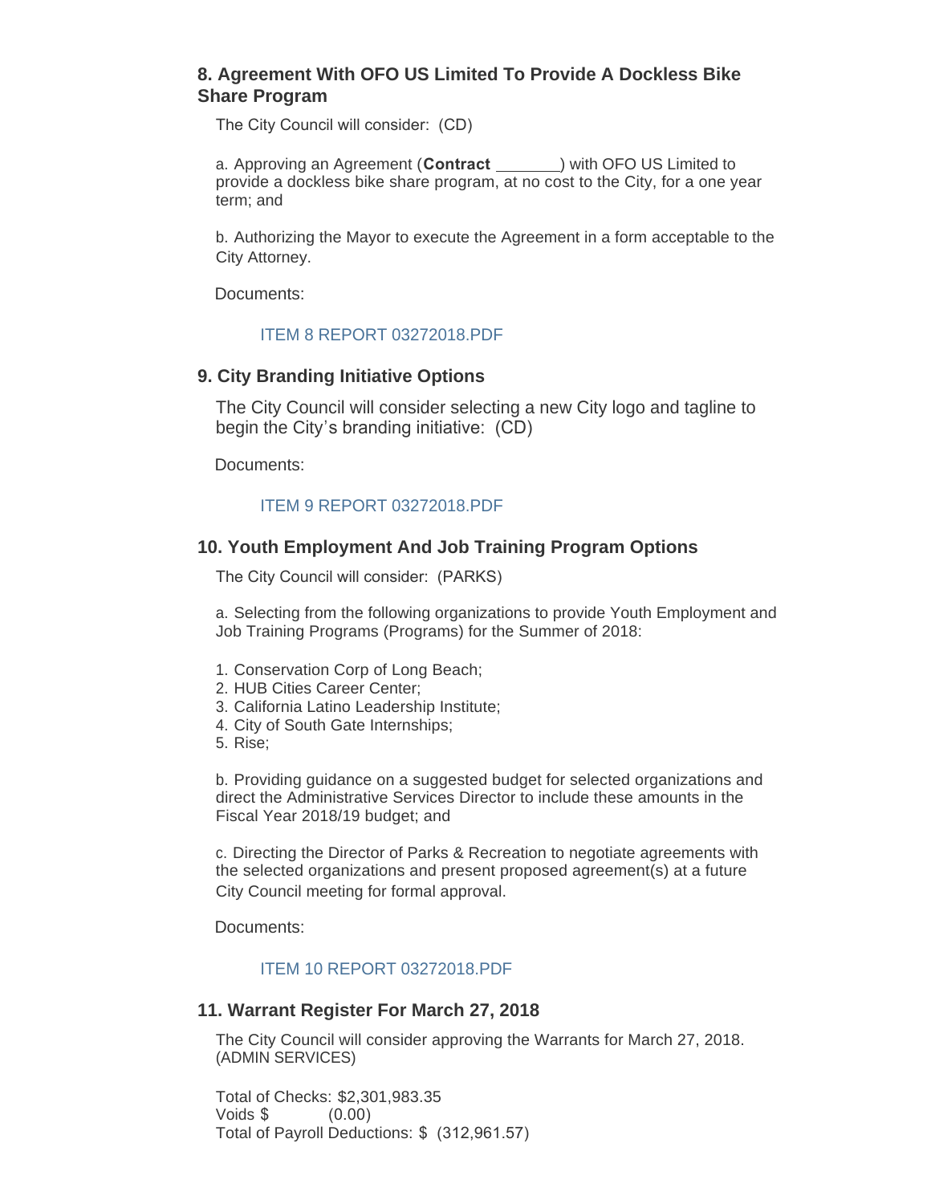### 8. Agreement With OFO US Limited To Provide A Dockless Bike Share Program

The City Council will consider: (CD)

a. Approving an Agreement (**Contract** _______) with OFO US Limited to provide a dockless bike share program, at no cost to the City, for a one year term; and

b. Authorizing the Mayor to execute the Agreement in a form acceptable to the City Attorney.

Documents:

ITEM 8 REPORT 03272018.PDF

### 9. City Branding Initiative Options

The City Council will consider selecting a new City logo and tagline to begin the City's branding initiative: (CD)

Documents:

ITEM 9 REPORT 03272018.PDF

### 10. Youth Employment And Job Training Program Options

The City Council will consider: (PARKS)

a. Selecting from the following organizations to provide Youth Employment and Job Training Programs (Programs) for the Summer of 2018:

1. Conservation Corp of Long Beach;
2. HUB Cities Career Center;
3. California Latino Leadership Institute;
4. City of South Gate Internships;
5. Rise;

b. Providing guidance on a suggested budget for selected organizations and direct the Administrative Services Director to include these amounts in the Fiscal Year 2018/19 budget; and

c. Directing the Director of Parks & Recreation to negotiate agreements with the selected organizations and present proposed agreement(s) at a future City Council meeting for formal approval.

Documents:

ITEM 10 REPORT 03272018.PDF

### 11. Warrant Register For March 27, 2018

The City Council will consider approving the Warrants for March 27, 2018. (ADMIN SERVICES)

Total of Checks: $2,301,983.35
Voids $ (0.00)
Total of Payroll Deductions: $ (312,961.57)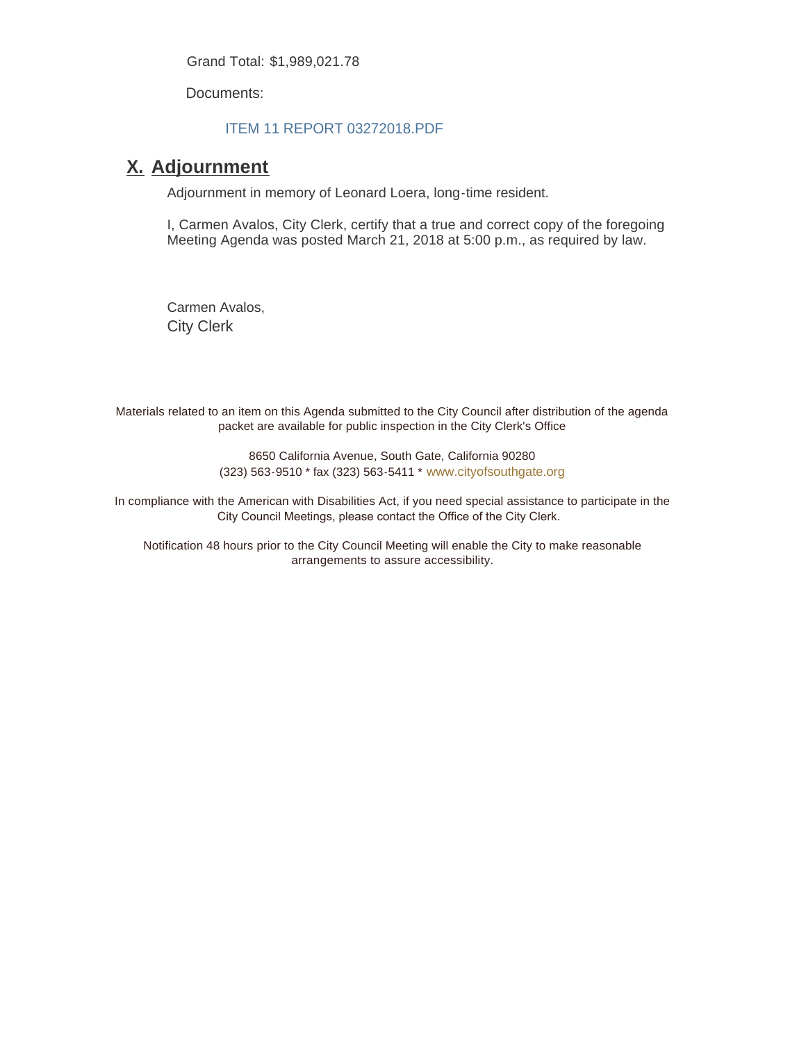Grand Total: $1,989,021.78

Documents:

ITEM 11 REPORT 03272018.PDF

## X. Adjournment

Adjournment in memory of Leonard Loera, long-time resident.

I, Carmen Avalos, City Clerk, certify that a true and correct copy of the foregoing Meeting Agenda was posted March 21, 2018 at 5:00 p.m., as required by law.

Carmen Avalos,
City Clerk

Materials related to an item on this Agenda submitted to the City Council after distribution of the agenda packet are available for public inspection in the City Clerk's Office

8650 California Avenue, South Gate, California 90280
(323) 563-9510 * fax (323) 563-5411 * www.cityofsouthgate.org

In compliance with the American with Disabilities Act, if you need special assistance to participate in the City Council Meetings, please contact the Office of the City Clerk.

Notification 48 hours prior to the City Council Meeting will enable the City to make reasonable arrangements to assure accessibility.